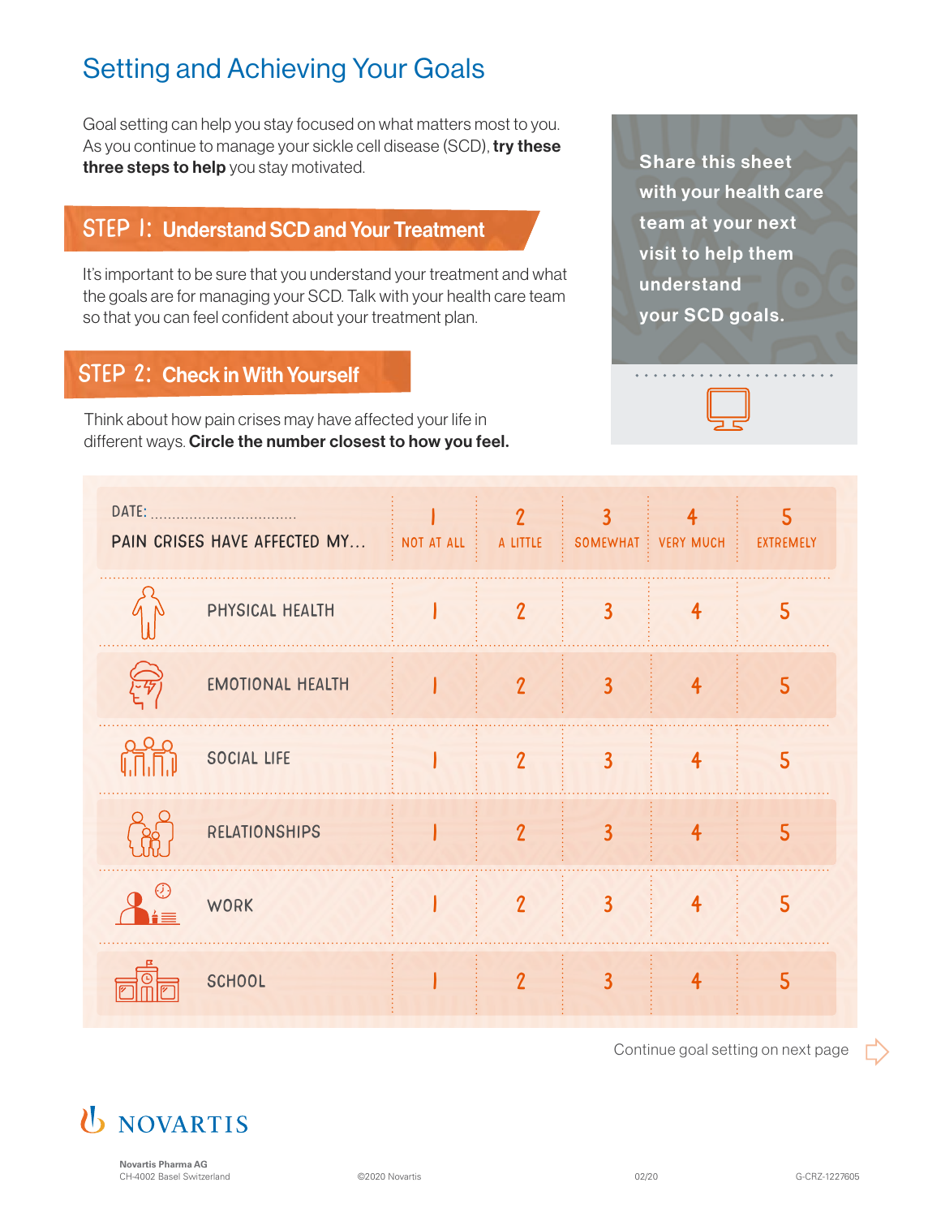# Setting and Achieving Your Goals

Goal setting can help you stay focused on what matters most to you. As you continue to manage your sickle cell disease (SCD), **try these three steps to help** you stay motivated.

## STEP 1: Understand SCD and Your Treatment

It's important to be sure that you understand your treatment and what the goals are for managing your SCD. Talk with your health care team so that you can feel confident about your treatment plan.

## STEP 2: Check in With Yourself

Think about how pain crises may have affected your life in different ways. **Circle the number closest to how you feel.**

**Share this sheet with your health care team at your next visit to help them understand your SCD goals.**

DATE: .................................

| PAIN CRISES HAVE AFFECTED MY... | 1 NOT AT ALL | 2 A LITTLE | 3 SOMEWHAT | 4 VERY MUCH | 5 EXTREMELY |
|---|---|---|---|---|---|
| PHYSICAL HEALTH | 1 | 2 | 3 | 4 | 5 |
| EMOTIONAL HEALTH | 1 | 2 | 3 | 4 | 5 |
| SOCIAL LIFE | 1 | 2 | 3 | 4 | 5 |
| RELATIONSHIPS | 1 | 2 | 3 | 4 | 5 |
| WORK | 1 | 2 | 3 | 4 | 5 |
| SCHOOL | 1 | 2 | 3 | 4 | 5 |

Continue goal setting on next page

NOVARTIS

Novartis Pharma AG
CH-4002 Basel Switzerland

©2020 Novartis

02/20

G-CRZ-1227605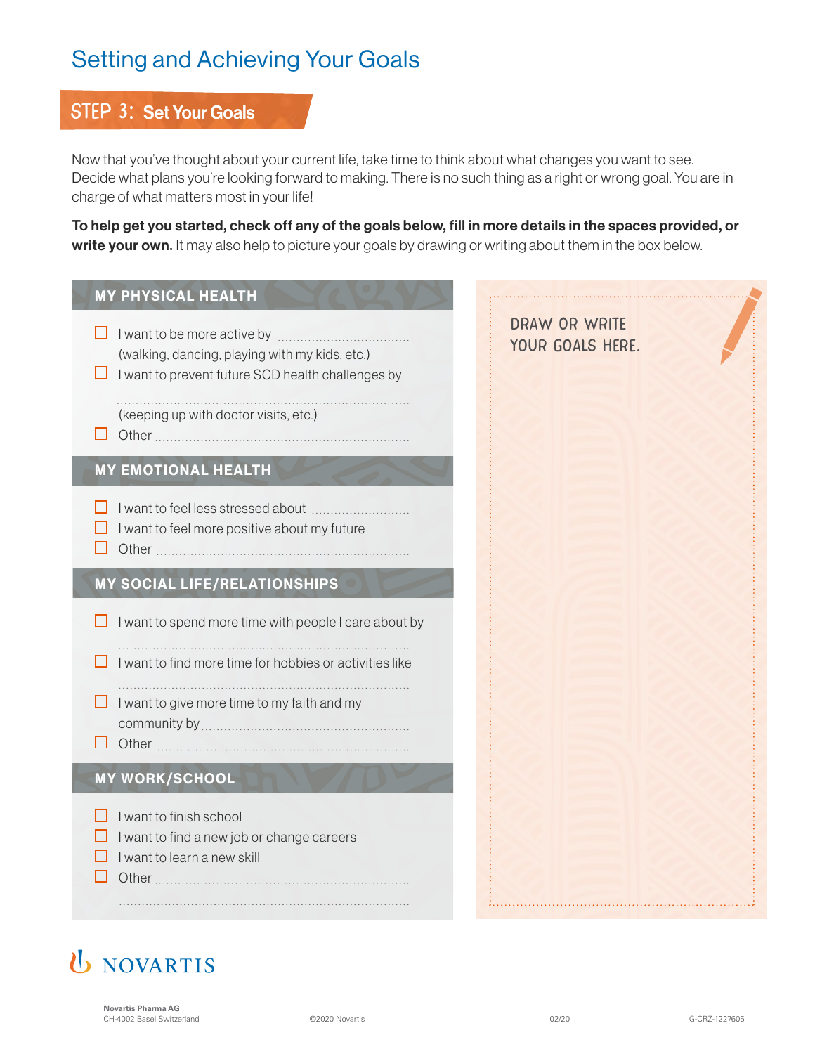# Setting and Achieving Your Goals

## STEP 3: Set Your Goals

Now that you've thought about your current life, take time to think about what changes you want to see. Decide what plans you're looking forward to making. There is no such thing as a right or wrong goal. You are in charge of what matters most in your life!

**To help get you started, check off any of the goals below, fill in more details in the spaces provided, or write your own.** It may also help to picture your goals by drawing or writing about them in the box below.

### MY PHYSICAL HEALTH

- ☐ I want to be more active by ................................ (walking, dancing, playing with my kids, etc.)
- ☐ I want to prevent future SCD health challenges by ................................ (keeping up with doctor visits, etc.)
- ☐ Other ................................

### MY EMOTIONAL HEALTH

- ☐ I want to feel less stressed about ................................
- ☐ I want to feel more positive about my future
- ☐ Other ................................

### MY SOCIAL LIFE/RELATIONSHIPS

- ☐ I want to spend more time with people I care about by ................................
- ☐ I want to find more time for hobbies or activities like ................................
- ☐ I want to give more time to my faith and my community by ................................
- ☐ Other ................................

### MY WORK/SCHOOL

- ☐ I want to finish school
- ☐ I want to find a new job or change careers
- ☐ I want to learn a new skill
- ☐ Other ................................ ................................

DRAW OR WRITE YOUR GOALS HERE.

NOVARTIS

Novartis Pharma AG
CH-4002 Basel Switzerland

©2020 Novartis

02/20

G-CRZ-1227605